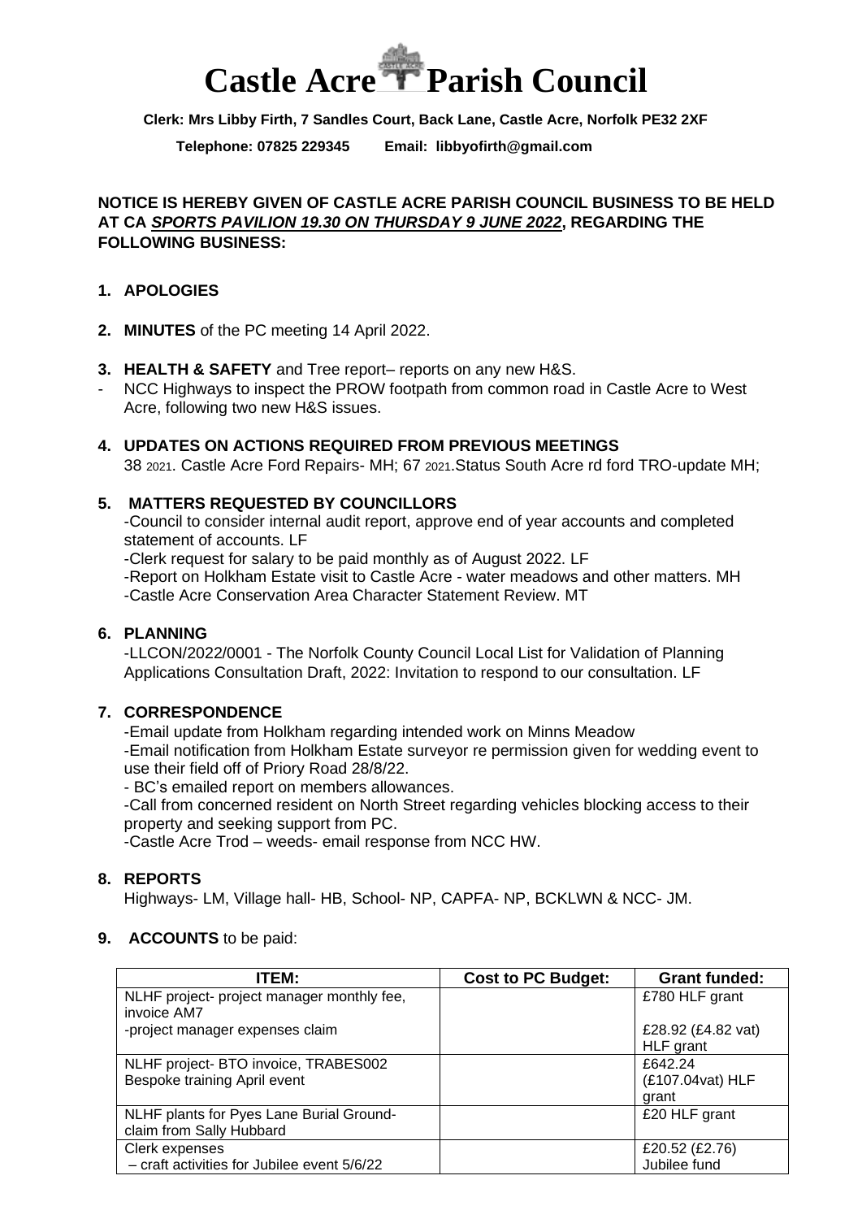# Castle Acre Parish Council

**Clerk: Mrs Libby Firth, 7 Sandles Court, Back Lane, Castle Acre, Norfolk PE32 2XF**

**Telephone: 07825 229345 Email: libbyofirth@gmail.com**

**NOTICE IS HEREBY GIVEN OF CASTLE ACRE PARISH COUNCIL BUSINESS TO BE HELD AT CA *SPORTS PAVILION 19.30 ON THURSDAY 9 JUNE 2022*, REGARDING THE FOLLOWING BUSINESS:**

1. **APOLOGIES**

2. **MINUTES** of the PC meeting 14 April 2022.

3. **HEALTH & SAFETY** and Tree report– reports on any new H&S.
   - NCC Highways to inspect the PROW footpath from common road in Castle Acre to West Acre, following two new H&S issues.

4. **UPDATES ON ACTIONS REQUIRED FROM PREVIOUS MEETINGS**
   38 2021. Castle Acre Ford Repairs- MH; 67 2021.Status South Acre rd ford TRO-update MH;

5. **MATTERS REQUESTED BY COUNCILLORS**
   -Council to consider internal audit report, approve end of year accounts and completed statement of accounts. LF
   -Clerk request for salary to be paid monthly as of August 2022. LF
   -Report on Holkham Estate visit to Castle Acre - water meadows and other matters. MH
   -Castle Acre Conservation Area Character Statement Review. MT

6. **PLANNING**
   -LLCON/2022/0001 - The Norfolk County Council Local List for Validation of Planning Applications Consultation Draft, 2022: Invitation to respond to our consultation. LF

7. **CORRESPONDENCE**
   -Email update from Holkham regarding intended work on Minns Meadow
   -Email notification from Holkham Estate surveyor re permission given for wedding event to use their field off of Priory Road 28/8/22.
   - BC's emailed report on members allowances.
   -Call from concerned resident on North Street regarding vehicles blocking access to their property and seeking support from PC.
   -Castle Acre Trod – weeds- email response from NCC HW.

8. **REPORTS**
   Highways- LM, Village hall- HB, School- NP, CAPFA- NP, BCKLWN & NCC- JM.

9. **ACCOUNTS** to be paid:

| ITEM: | Cost to PC Budget: | Grant funded: |
|---|---|---|
| NLHF project- project manager monthly fee, invoice AM7<br>-project manager expenses claim | | £780 HLF grant<br>£28.92 (£4.82 vat) HLF grant |
| NLHF project- BTO invoice, TRABES002 Bespoke training April event | | £642.24 (£107.04vat) HLF grant |
| NLHF plants for Pyes Lane Burial Ground- claim from Sally Hubbard | | £20 HLF grant |
| Clerk expenses<br>– craft activities for Jubilee event 5/6/22 | | £20.52 (£2.76) Jubilee fund |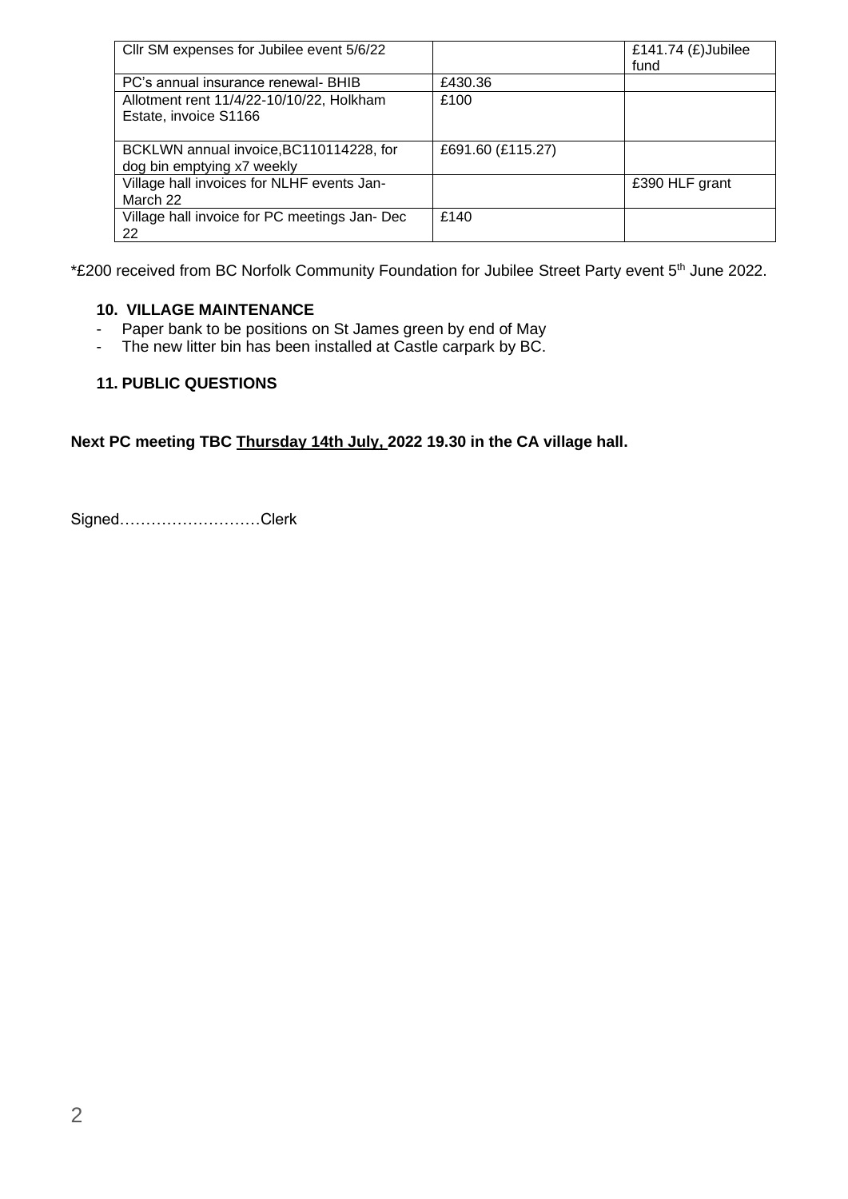| | | |
|---|---|---|
| Cllr SM expenses for Jubilee event 5/6/22 | | £141.74 (£)Jubilee fund |
| PC's annual insurance renewal- BHIB | £430.36 | |
| Allotment rent 11/4/22-10/10/22, Holkham Estate, invoice S1166 | £100 | |
| BCKLWN annual invoice,BC110114228, for dog bin emptying x7 weekly | £691.60 (£115.27) | |
| Village hall invoices for NLHF events Jan-March 22 | | £390 HLF grant |
| Village hall invoice for PC meetings Jan- Dec 22 | £140 | |

*£200 received from BC Norfolk Community Foundation for Jubilee Street Party event 5th June 2022.

### 10. VILLAGE MAINTENANCE

- Paper bank to be positions on St James green by end of May
- The new litter bin has been installed at Castle carpark by BC.

### 11. PUBLIC QUESTIONS

**Next PC meeting TBC <u>Thursday 14th July,</u> 2022 19.30 in the CA village hall.**

Signed………………………Clerk